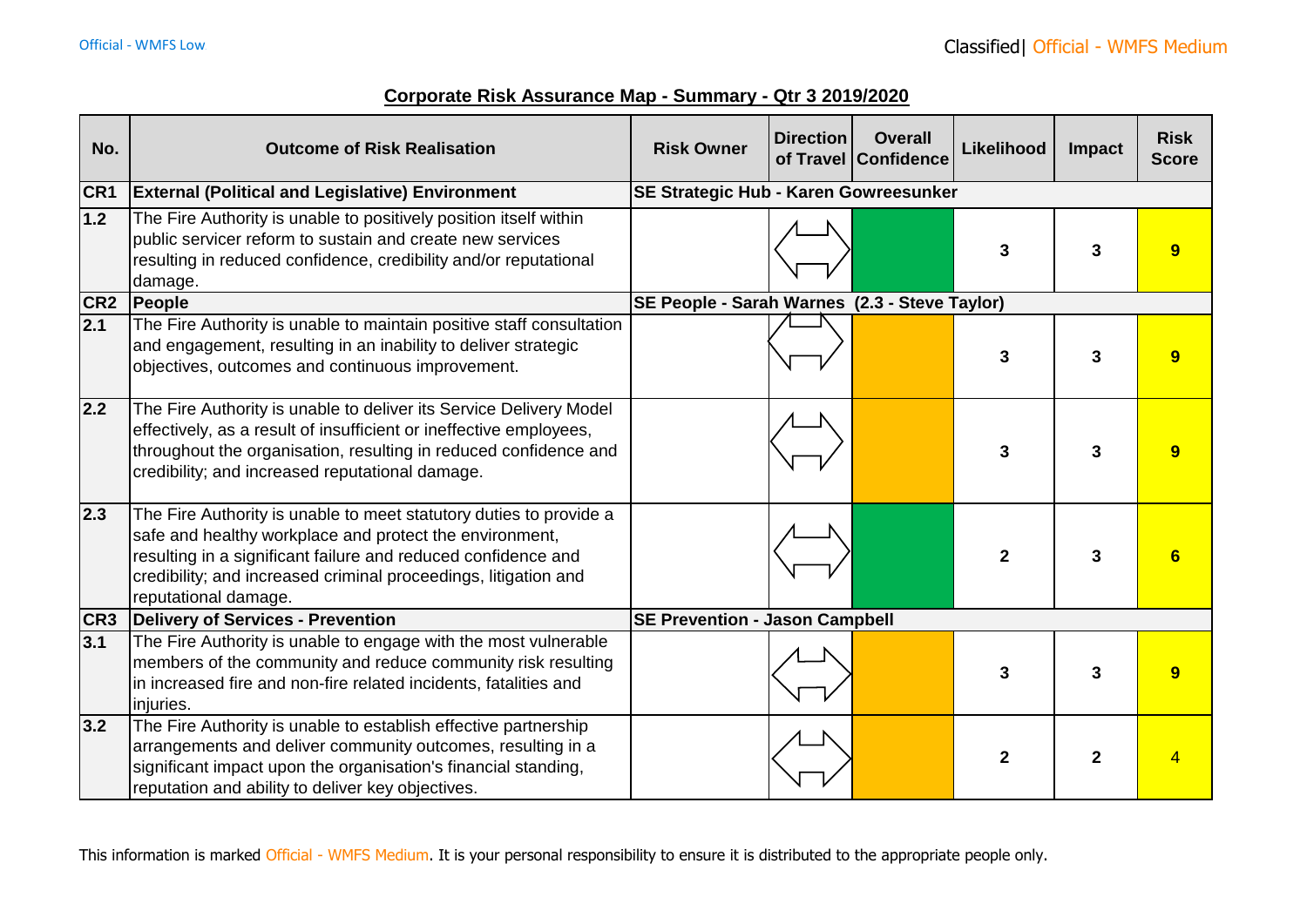## Corporate Risk Assurance Map - Summary - Qtr 3 2019/2020

| No. | Outcome of Risk Realisation | Risk Owner | Direction of Travel | Overall Confidence | Likelihood | Impact | Risk Score |
|---|---|---|---|---|---|---|---|
| **CR1** | **External (Political and Legislative) Environment** | **SE Strategic Hub - Karen Gowreesunker** | | | | | |
| **1.2** | The Fire Authority is unable to positively position itself within public servicer reform to sustain and create new services resulting in reduced confidence, credibility and/or reputational damage. | | ⇔ | | **3** | **3** | **9** |
| **CR2** | **People** | **SE People - Sarah Warnes (2.3 - Steve Taylor)** | | | | | |
| **2.1** | The Fire Authority is unable to maintain positive staff consultation and engagement, resulting in an inability to deliver strategic objectives, outcomes and continuous improvement. | | ⇔ | | **3** | **3** | **9** |
| **2.2** | The Fire Authority is unable to deliver its Service Delivery Model effectively, as a result of insufficient or ineffective employees, throughout the organisation, resulting in reduced confidence and credibility; and increased reputational damage. | | ⇔ | | **3** | **3** | **9** |
| **2.3** | The Fire Authority is unable to meet statutory duties to provide a safe and healthy workplace and protect the environment, resulting in a significant failure and reduced confidence and credibility; and increased criminal proceedings, litigation and reputational damage. | | ⇔ | | **2** | **3** | **6** |
| **CR3** | **Delivery of Services - Prevention** | **SE Prevention - Jason Campbell** | | | | | |
| **3.1** | The Fire Authority is unable to engage with the most vulnerable members of the community and reduce community risk resulting in increased fire and non-fire related incidents, fatalities and injuries. | | ⇔ | | **3** | **3** | **9** |
| **3.2** | The Fire Authority is unable to establish effective partnership arrangements and deliver community outcomes, resulting in a significant impact upon the organisation's financial standing, reputation and ability to deliver key objectives. | | ⇔ | | **2** | **2** | 4 |

This information is marked Official - WMFS Medium. It is your personal responsibility to ensure it is distributed to the appropriate people only.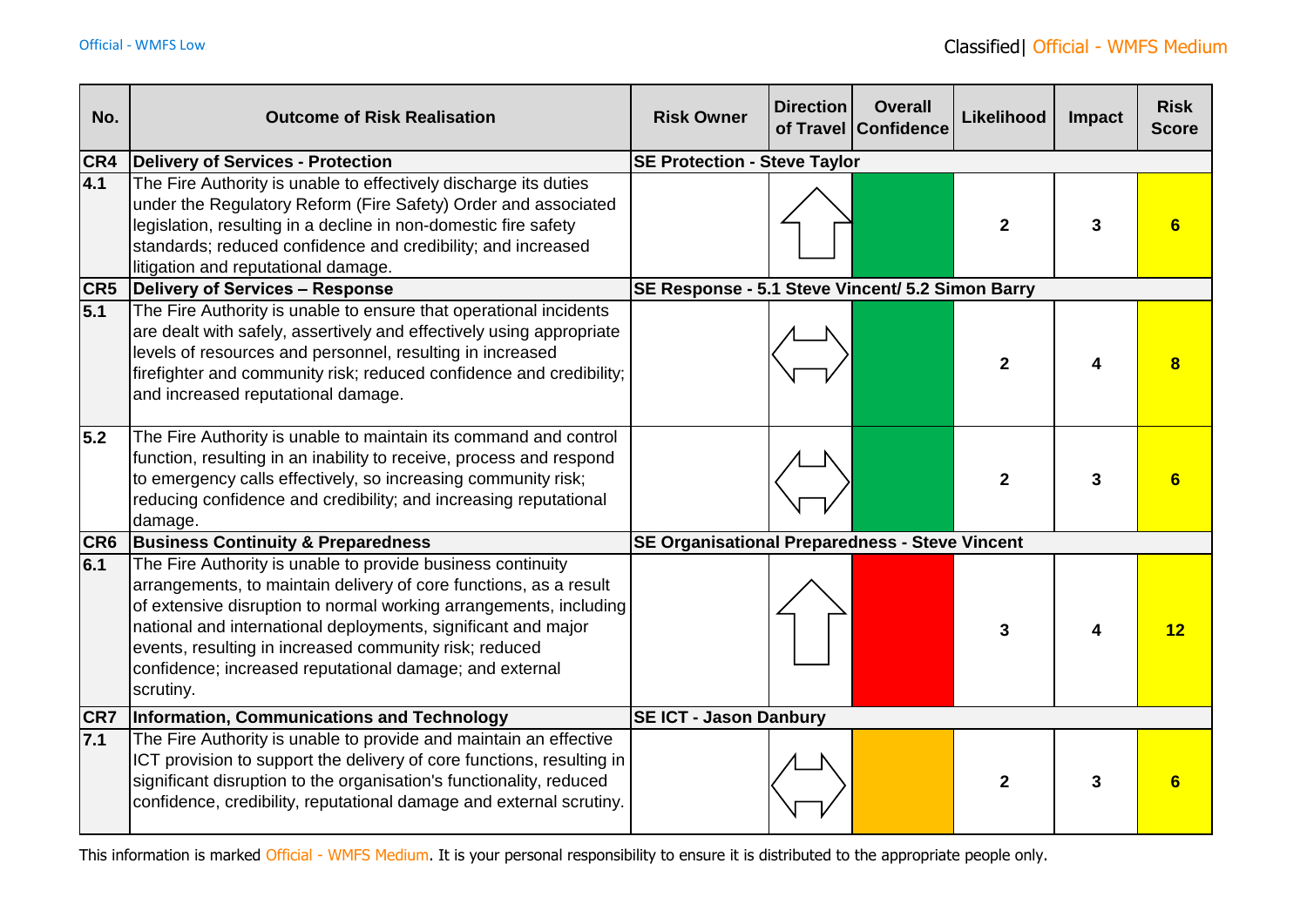| No. | Outcome of Risk Realisation | Risk Owner | Direction of Travel | Overall Confidence | Likelihood | Impact | Risk Score |
|---|---|---|---|---|---|---|---|
| **CR4** | **Delivery of Services - Protection** | **SE Protection - Steve Taylor** | | | | | |
| **4.1** | The Fire Authority is unable to effectively discharge its duties under the Regulatory Reform (Fire Safety) Order and associated legislation, resulting in a decline in non-domestic fire safety standards; reduced confidence and credibility; and increased litigation and reputational damage. | | ⇧ | | **2** | **3** | **6** |
| **CR5** | **Delivery of Services – Response** | **SE Response - 5.1 Steve Vincent/ 5.2 Simon Barry** | | | | | |
| **5.1** | The Fire Authority is unable to ensure that operational incidents are dealt with safely, assertively and effectively using appropriate levels of resources and personnel, resulting in increased firefighter and community risk; reduced confidence and credibility; and increased reputational damage. | | ⇔ | | **2** | **4** | **8** |
| **5.2** | The Fire Authority is unable to maintain its command and control function, resulting in an inability to receive, process and respond to emergency calls effectively, so increasing community risk; reducing confidence and credibility; and increasing reputational damage. | | ⇔ | | **2** | **3** | **6** |
| **CR6** | **Business Continuity & Preparedness** | **SE Organisational Preparedness - Steve Vincent** | | | | | |
| **6.1** | The Fire Authority is unable to provide business continuity arrangements, to maintain delivery of core functions, as a result of extensive disruption to normal working arrangements, including national and international deployments, significant and major events, resulting in increased community risk; reduced confidence; increased reputational damage; and external scrutiny. | | ⇧ | | **3** | **4** | **12** |
| **CR7** | **Information, Communications and Technology** | **SE ICT - Jason Danbury** | | | | | |
| **7.1** | The Fire Authority is unable to provide and maintain an effective ICT provision to support the delivery of core functions, resulting in significant disruption to the organisation's functionality, reduced confidence, credibility, reputational damage and external scrutiny. | | ⇔ | | **2** | **3** | **6** |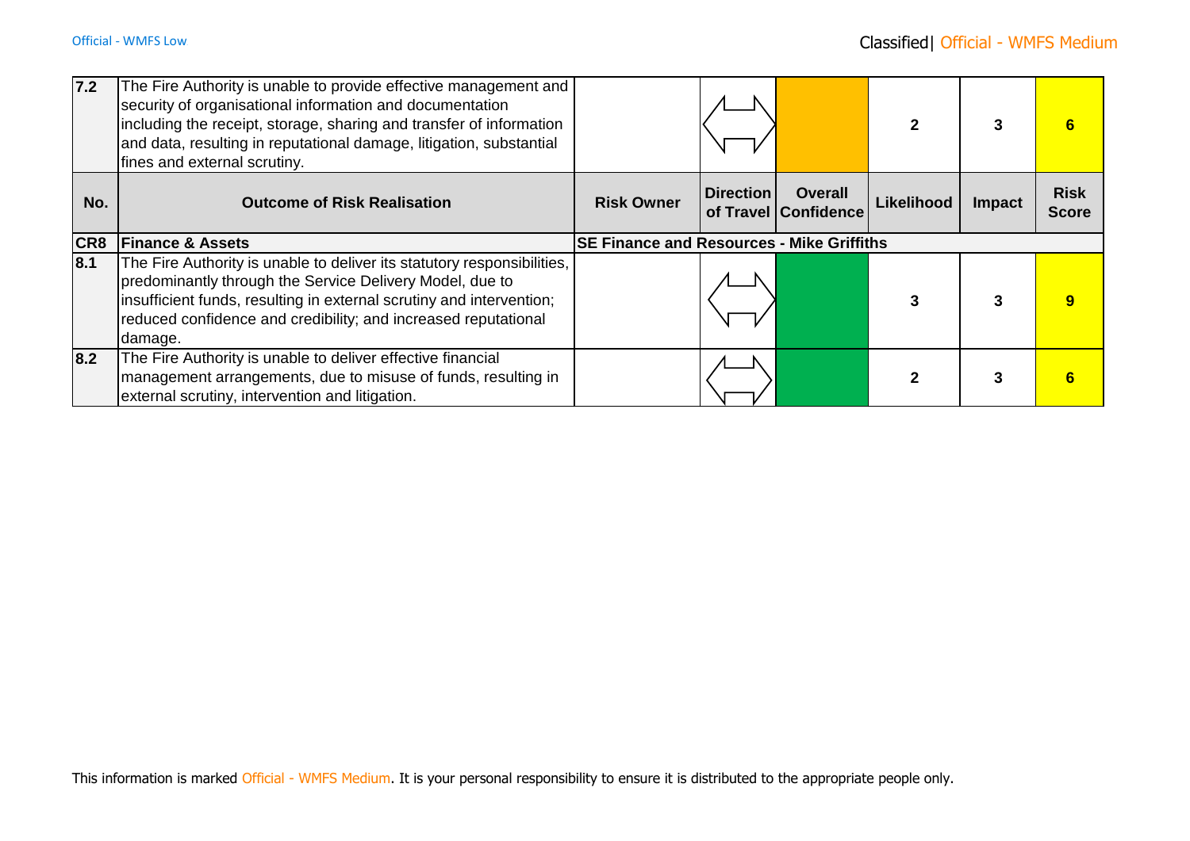| No. | Outcome of Risk Realisation | Risk Owner | Direction of Travel | Overall Confidence | Likelihood | Impact | Risk Score |
|---|---|---|---|---|---|---|---|
| 7.2 | The Fire Authority is unable to provide effective management and security of organisational information and documentation including the receipt, storage, sharing and transfer of information and data, resulting in reputational damage, litigation, substantial fines and external scrutiny. | | ⟺ | | 2 | 3 | 6 |
| **CR8** | **Finance & Assets** | **SE Finance and Resources - Mike Griffiths** | | | | | |
| 8.1 | The Fire Authority is unable to deliver its statutory responsibilities, predominantly through the Service Delivery Model, due to insufficient funds, resulting in external scrutiny and intervention; reduced confidence and credibility; and increased reputational damage. | | ⟺ | | 3 | 3 | 9 |
| 8.2 | The Fire Authority is unable to deliver effective financial management arrangements, due to misuse of funds, resulting in external scrutiny, intervention and litigation. | | ⟺ | | 2 | 3 | 6 |

This information is marked Official - WMFS Medium. It is your personal responsibility to ensure it is distributed to the appropriate people only.